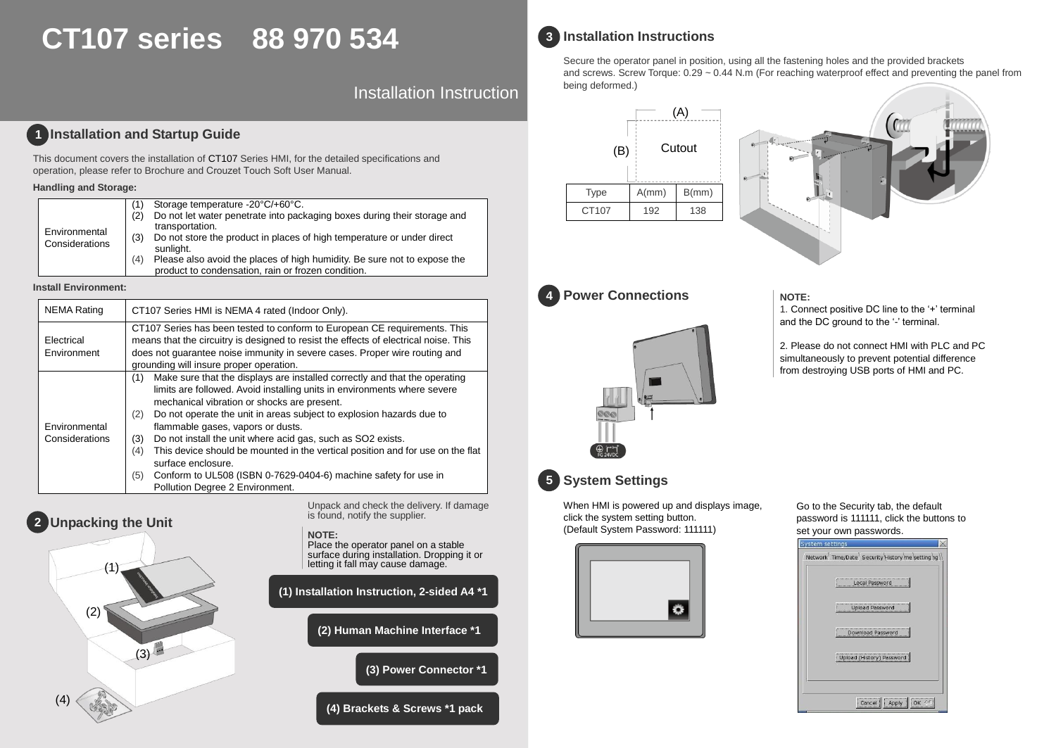# CT107 series 88 970 534

Installation Instruction

## 1 Installation and Startup Guide

This document covers the installation of CT107 Series HMI, for the detailed specifications and operation, please refer to Brochure and Crouzet Touch Soft User Manual.

**Handling and Storage:**

| | |
|---|---|
| Environmental Considerations | (1) Storage temperature -20°C/+60°C.<br>(2) Do not let water penetrate into packaging boxes during their storage and transportation.<br>(3) Do not store the product in places of high temperature or under direct sunlight.<br>(4) Please also avoid the places of high humidity. Be sure not to expose the product to condensation, rain or frozen condition. |

**Install Environment:**

| | |
|---|---|
| NEMA Rating | CT107 Series HMI is NEMA 4 rated (Indoor Only). |
| Electrical Environment | CT107 Series has been tested to conform to European CE requirements. This means that the circuitry is designed to resist the effects of electrical noise. This does not guarantee noise immunity in severe cases. Proper wire routing and grounding will insure proper operation. |
| Environmental Considerations | (1) Make sure that the displays are installed correctly and that the operating limits are followed. Avoid installing units in environments where severe mechanical vibration or shocks are present.<br>(2) Do not operate the unit in areas subject to explosion hazards due to flammable gases, vapors or dusts.<br>(3) Do not install the unit where acid gas, such as SO2 exists.<br>(4) This device should be mounted in the vertical position and for use on the flat surface enclosure.<br>(5) Conform to UL508 (ISBN 0-7629-0404-6) machine safety for use in Pollution Degree 2 Environment. |

## 2 Unpacking the Unit

Unpack and check the delivery. If damage is found, notify the supplier.

**NOTE:**
Place the operator panel on a stable surface during installation. Dropping it or letting it fall may cause damage.

(1) Installation Instruction, 2-sided A4 *1

(2) Human Machine Interface *1

(3) Power Connector *1

(4) Brackets & Screws *1 pack

## 3 Installation Instructions

Secure the operator panel in position, using all the fastening holes and the provided brackets and screws. Screw Torque: 0.29 ~ 0.44 N.m (For reaching waterproof effect and preventing the panel from being deformed.)

(A)
(B) Cutout

| Type | A(mm) | B(mm) |
|---|---|---|
| CT107 | 192 | 138 |

## 4 Power Connections

FG 24VDC

**NOTE:**
1. Connect positive DC line to the '+' terminal and the DC ground to the '-' terminal.

2. Please do not connect HMI with PLC and PC simultaneously to prevent potential difference from destroying USB ports of HMI and PC.

## 5 System Settings

When HMI is powered up and displays image, click the system setting button.
(Default System Password: 111111)

Go to the Security tab, the default password is 111111, click the buttons to set your own passwords.

System settings
Network | Time/Date | Security | History | ne setting | q
Local Password
Upload Password
Download Password
Upload (History) Password
Cancel | Apply | OK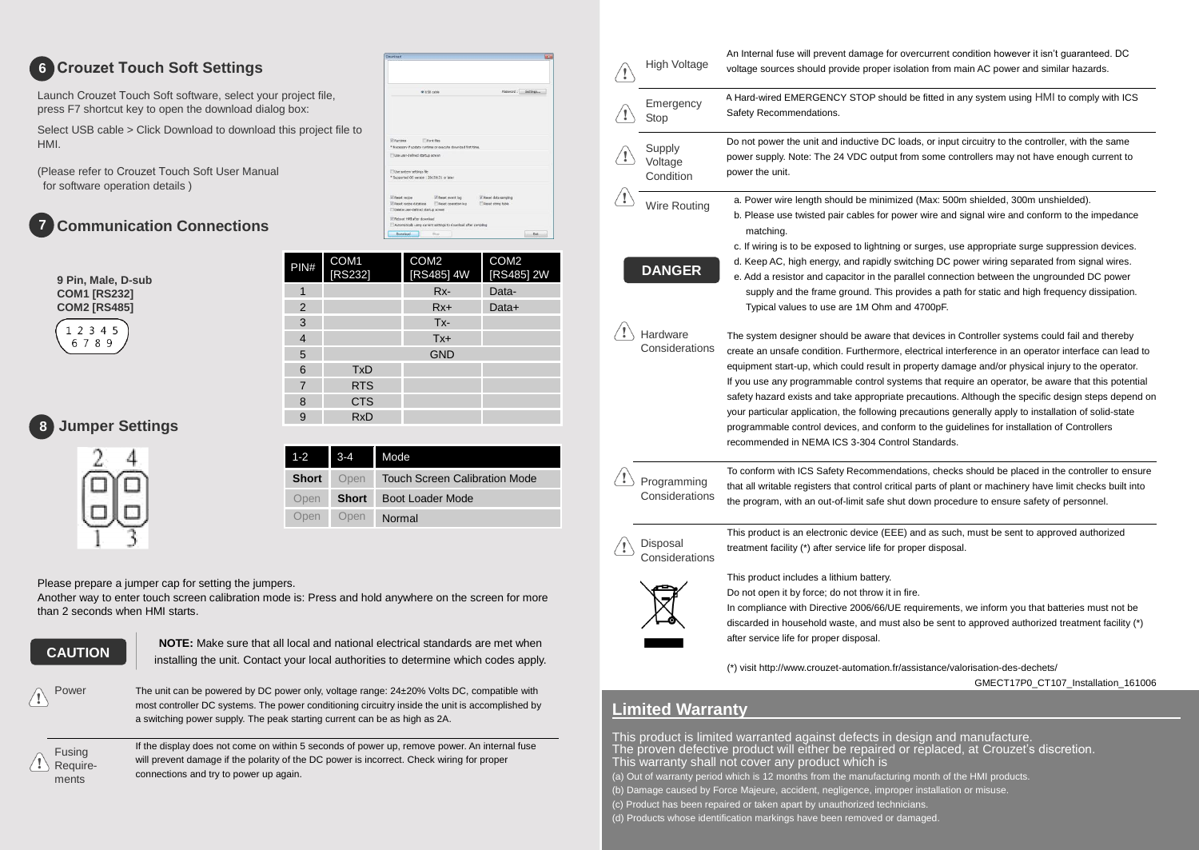## 6 Crouzet Touch Soft Settings

Launch Crouzet Touch Soft software, select your project file, press F7 shortcut key to open the download dialog box:

Select USB cable > Click Download to download this project file to HMI.

(Please refer to Crouzet Touch Soft User Manual for software operation details )

## 7 Communication Connections

**9 Pin, Male, D-sub**
**COM1 [RS232]**
**COM2 [RS485]**

1 2 3 4 5
6 7 8 9

| PIN# | COM1 [RS232] | COM2 [RS485] 4W | COM2 [RS485] 2W |
|---|---|---|---|
| 1 | | Rx- | Data- |
| 2 | | Rx+ | Data+ |
| 3 | | Tx- | |
| 4 | | Tx+ | |
| 5 | GND | | |
| 6 | TxD | | |
| 7 | RTS | | |
| 8 | CTS | | |
| 9 | RxD | | |

## 8 Jumper Settings

| 1-2 | 3-4 | Mode |
|---|---|---|
| Short | Open | Touch Screen Calibration Mode |
| Open | Short | Boot Loader Mode |
| Open | Open | Normal |

Please prepare a jumper cap for setting the jumpers.
Another way to enter touch screen calibration mode is: Press and hold anywhere on the screen for more than 2 seconds when HMI starts.

**CAUTION**

**NOTE:** Make sure that all local and national electrical standards are met when installing the unit. Contact your local authorities to determine which codes apply.

**Power**: The unit can be powered by DC power only, voltage range: 24±20% Volts DC, compatible with most controller DC systems. The power conditioning circuitry inside the unit is accomplished by a switching power supply. The peak starting current can be as high as 2A.

**Fusing Require-ments**: If the display does not come on within 5 seconds of power up, remove power. An internal fuse will prevent damage if the polarity of the DC power is incorrect. Check wiring for proper connections and try to power up again.

**High Voltage**: An Internal fuse will prevent damage for overcurrent condition however it isn't guaranteed. DC voltage sources should provide proper isolation from main AC power and similar hazards.

**Emergency Stop**: A Hard-wired EMERGENCY STOP should be fitted in any system using HMI to comply with ICS Safety Recommendations.

**Supply Voltage Condition**: Do not power the unit and inductive DC loads, or input circuitry to the controller, with the same power supply. Note: The 24 VDC output from some controllers may not have enough current to power the unit.

**Wire Routing**:
a. Power wire length should be minimized (Max: 500m shielded, 300m unshielded).
b. Please use twisted pair cables for power wire and signal wire and conform to the impedance matching.
c. If wiring is to be exposed to lightning or surges, use appropriate surge suppression devices.
d. Keep AC, high energy, and rapidly switching DC power wiring separated from signal wires.
e. Add a resistor and capacitor in the parallel connection between the ungrounded DC power supply and the frame ground. This provides a path for static and high frequency dissipation. Typical values to use are 1M Ohm and 4700pF.

**DANGER**

**Hardware Considerations**: The system designer should be aware that devices in Controller systems could fail and thereby create an unsafe condition. Furthermore, electrical interference in an operator interface can lead to equipment start-up, which could result in property damage and/or physical injury to the operator. If you use any programmable control systems that require an operator, be aware that this potential safety hazard exists and take appropriate precautions. Although the specific design steps depend on your particular application, the following precautions generally apply to installation of solid-state programmable control devices, and conform to the guidelines for installation of Controllers recommended in NEMA ICS 3-304 Control Standards.

**Programming Considerations**: To conform with ICS Safety Recommendations, checks should be placed in the controller to ensure that all writable registers that control critical parts of plant or machinery have limit checks built into the program, with an out-of-limit safe shut down procedure to ensure safety of personnel.

**Disposal Considerations**: This product is an electronic device (EEE) and as such, must be sent to approved authorized treatment facility (*) after service life for proper disposal.

This product includes a lithium battery.
Do not open it by force; do not throw it in fire.
In compliance with Directive 2006/66/UE requirements, we inform you that batteries must not be discarded in household waste, and must also be sent to approved authorized treatment facility (*) after service life for proper disposal.

(*) visit http://www.crouzet-automation.fr/assistance/valorisation-des-dechets/

GMECT17P0_CT107_Installation_161006

## Limited Warranty

This product is limited warranted against defects in design and manufacture.
The proven defective product will either be repaired or replaced, at Crouzet's discretion.
This warranty shall not cover any product which is
(a) Out of warranty period which is 12 months from the manufacturing month of the HMI products.
(b) Damage caused by Force Majeure, accident, negligence, improper installation or misuse.
(c) Product has been repaired or taken apart by unauthorized technicians.
(d) Products whose identification markings have been removed or damaged.